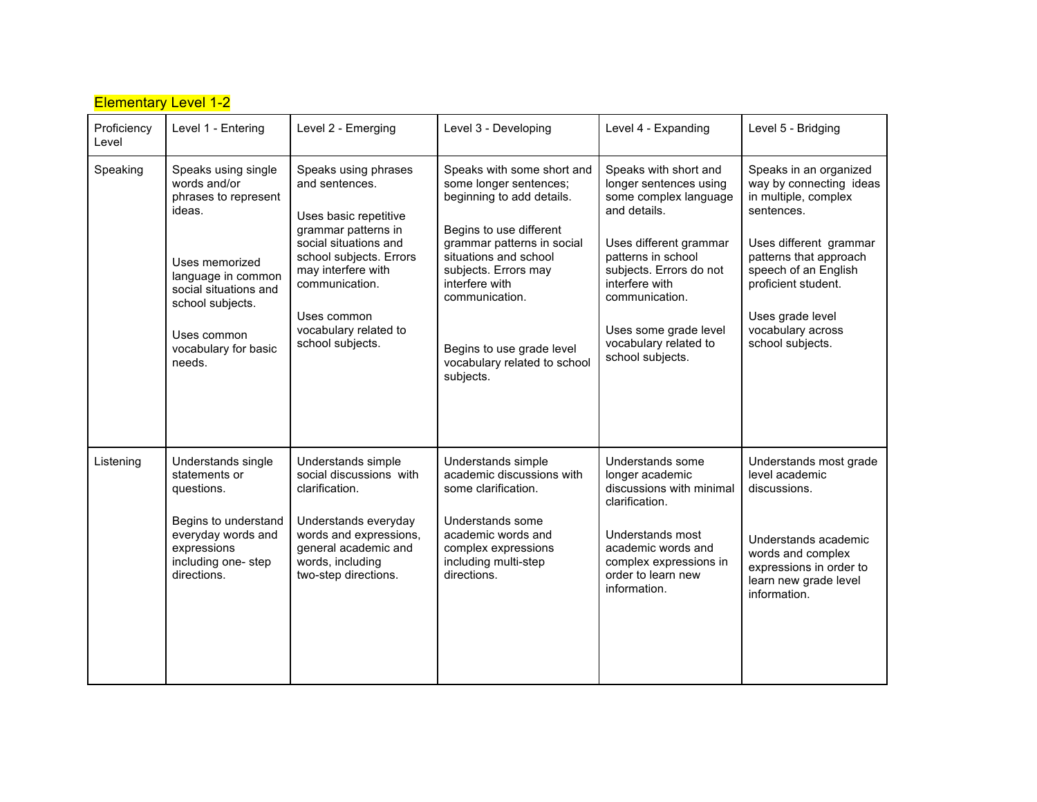Elementary Level 1-2

| Proficiency Level | Level 1 - Entering | Level 2 - Emerging | Level 3 - Developing | Level 4 - Expanding | Level 5 - Bridging |
|---|---|---|---|---|---|
| Speaking | Speaks using single words and/or phrases to represent ideas.<br><br>Uses memorized language in common social situations and school subjects.<br><br>Uses common vocabulary for basic needs. | Speaks using phrases and sentences.<br><br>Uses basic repetitive grammar patterns in social situations and school subjects. Errors may interfere with communication.<br><br>Uses common vocabulary related to school subjects. | Speaks with some short and some longer sentences; beginning to add details.<br><br>Begins to use different grammar patterns in social situations and school subjects. Errors may interfere with communication.<br><br>Begins to use grade level vocabulary related to school subjects. | Speaks with short and longer sentences using some complex language and details.<br><br>Uses different grammar patterns in school subjects. Errors do not interfere with communication.<br><br>Uses some grade level vocabulary related to school subjects. | Speaks in an organized way by connecting ideas in multiple, complex sentences.<br><br>Uses different grammar patterns that approach speech of an English proficient student.<br><br>Uses grade level vocabulary across school subjects. |
| Listening | Understands single statements or questions.<br><br>Begins to understand everyday words and expressions including one- step directions. | Understands simple social discussions with clarification.<br><br>Understands everyday words and expressions, general academic and words, including two-step directions. | Understands simple academic discussions with some clarification.<br><br>Understands some academic words and complex expressions including multi-step directions. | Understands some longer academic discussions with minimal clarification.<br><br>Understands most academic words and complex expressions in order to learn new information. | Understands most grade level academic discussions.<br><br>Understands academic words and complex expressions in order to learn new grade level information. |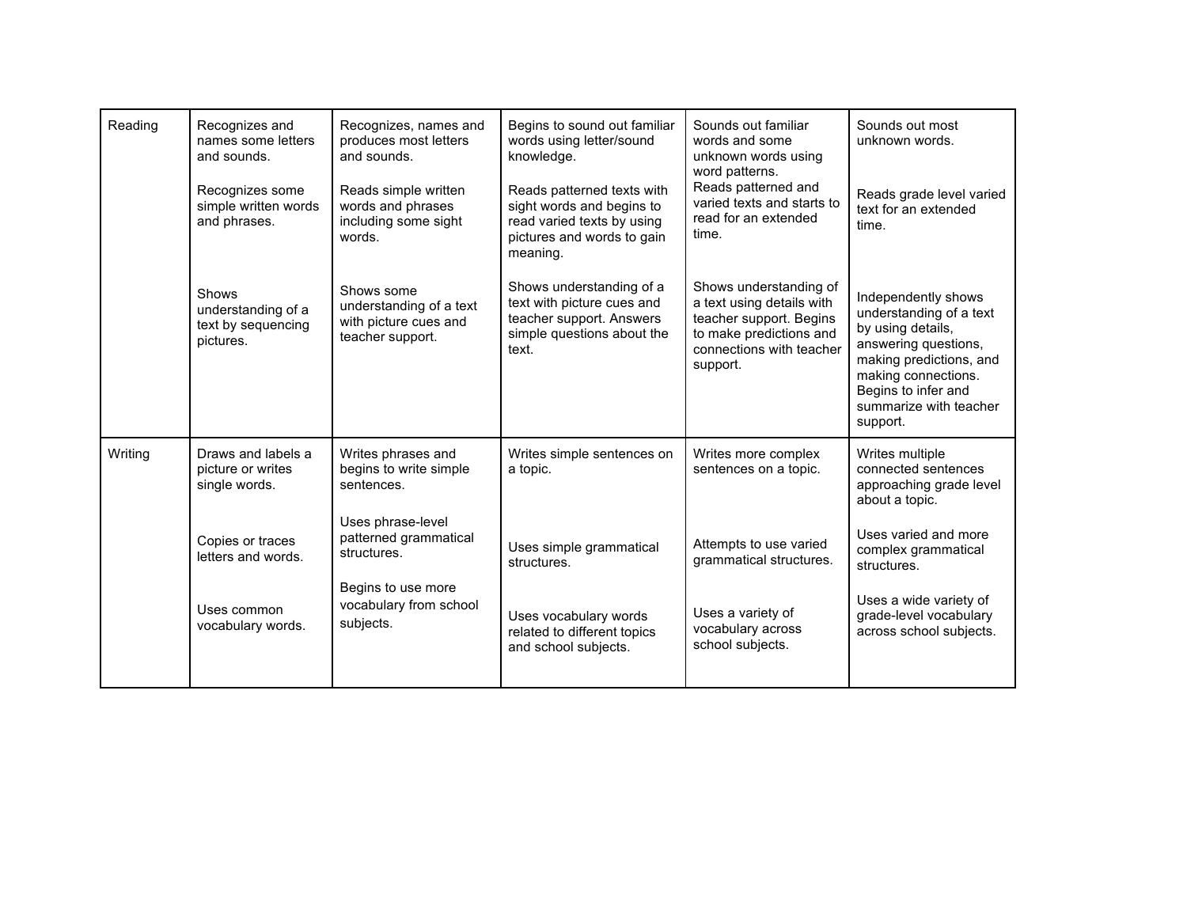| | | | | | |
|---|---|---|---|---|---|
| Reading | Recognizes and names some letters and sounds.<br><br>Recognizes some simple written words and phrases.<br><br>Shows understanding of a text by sequencing pictures. | Recognizes, names and produces most letters and sounds.<br><br>Reads simple written words and phrases including some sight words.<br><br>Shows some understanding of a text with picture cues and teacher support. | Begins to sound out familiar words using letter/sound knowledge.<br><br>Reads patterned texts with sight words and begins to read varied texts by using pictures and words to gain meaning.<br><br>Shows understanding of a text with picture cues and teacher support. Answers simple questions about the text. | Sounds out familiar words and some unknown words using word patterns.<br>Reads patterned and varied texts and starts to read for an extended time.<br><br>Shows understanding of a text using details with teacher support. Begins to make predictions and connections with teacher support. | Sounds out most unknown words.<br><br>Reads grade level varied text for an extended time.<br><br>Independently shows understanding of a text by using details, answering questions, making predictions, and making connections. Begins to infer and summarize with teacher support. |
| Writing | Draws and labels a picture or writes single words.<br><br>Copies or traces letters and words.<br><br>Uses common vocabulary words. | Writes phrases and begins to write simple sentences.<br><br>Uses phrase-level patterned grammatical structures.<br><br>Begins to use more vocabulary from school subjects. | Writes simple sentences on a topic.<br><br>Uses simple grammatical structures.<br><br>Uses vocabulary words related to different topics and school subjects. | Writes more complex sentences on a topic.<br><br>Attempts to use varied grammatical structures.<br><br>Uses a variety of vocabulary across school subjects. | Writes multiple connected sentences approaching grade level about a topic.<br><br>Uses varied and more complex grammatical structures.<br><br>Uses a wide variety of grade-level vocabulary across school subjects. |